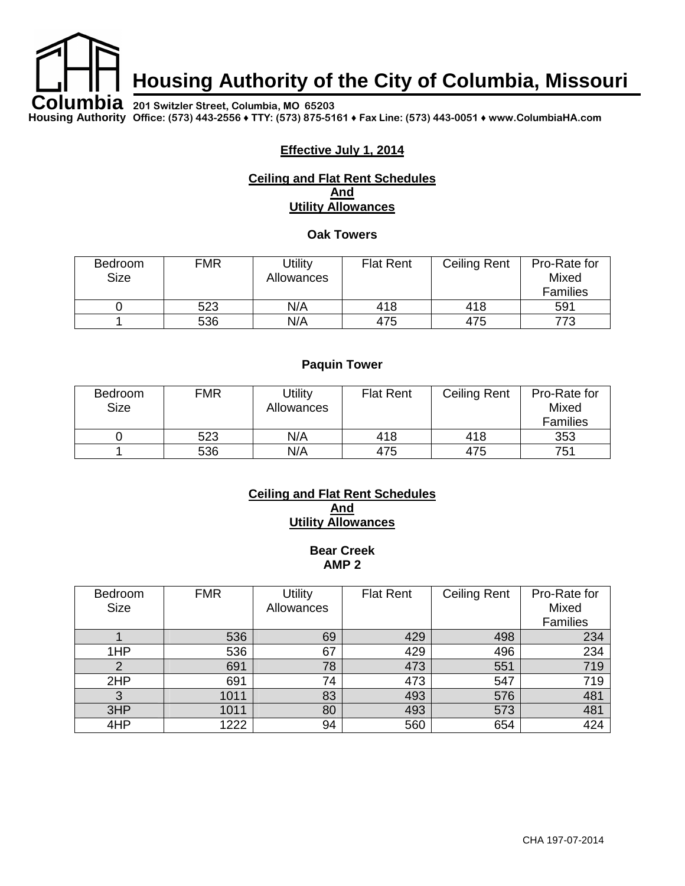# Housing Authority of the City of Columbia, Missouri

Columbia Housing Authority

201 Switzler Street, Columbia, MO 65203

Office: (573) 443-2556 ♦ TTY: (573) 875-5161 ♦ Fax Line: (573) 443-0051 ♦ www.ColumbiaHA.com

**Effective July 1, 2014**

**Ceiling and Flat Rent Schedules**
**And**
**Utility Allowances**

### Oak Towers

| Bedroom Size | FMR | Utility Allowances | Flat Rent | Ceiling Rent | Pro-Rate for Mixed Families |
|---|---|---|---|---|---|
| 0 | 523 | N/A | 418 | 418 | 591 |
| 1 | 536 | N/A | 475 | 475 | 773 |

### Paquin Tower

| Bedroom Size | FMR | Utility Allowances | Flat Rent | Ceiling Rent | Pro-Rate for Mixed Families |
|---|---|---|---|---|---|
| 0 | 523 | N/A | 418 | 418 | 353 |
| 1 | 536 | N/A | 475 | 475 | 751 |

**Ceiling and Flat Rent Schedules**
**And**
**Utility Allowances**

### Bear Creek
### AMP 2

| Bedroom Size | FMR | Utility Allowances | Flat Rent | Ceiling Rent | Pro-Rate for Mixed Families |
|---|---|---|---|---|---|
| 1 | 536 | 69 | 429 | 498 | 234 |
| 1HP | 536 | 67 | 429 | 496 | 234 |
| 2 | 691 | 78 | 473 | 551 | 719 |
| 2HP | 691 | 74 | 473 | 547 | 719 |
| 3 | 1011 | 83 | 493 | 576 | 481 |
| 3HP | 1011 | 80 | 493 | 573 | 481 |
| 4HP | 1222 | 94 | 560 | 654 | 424 |

CHA 197-07-2014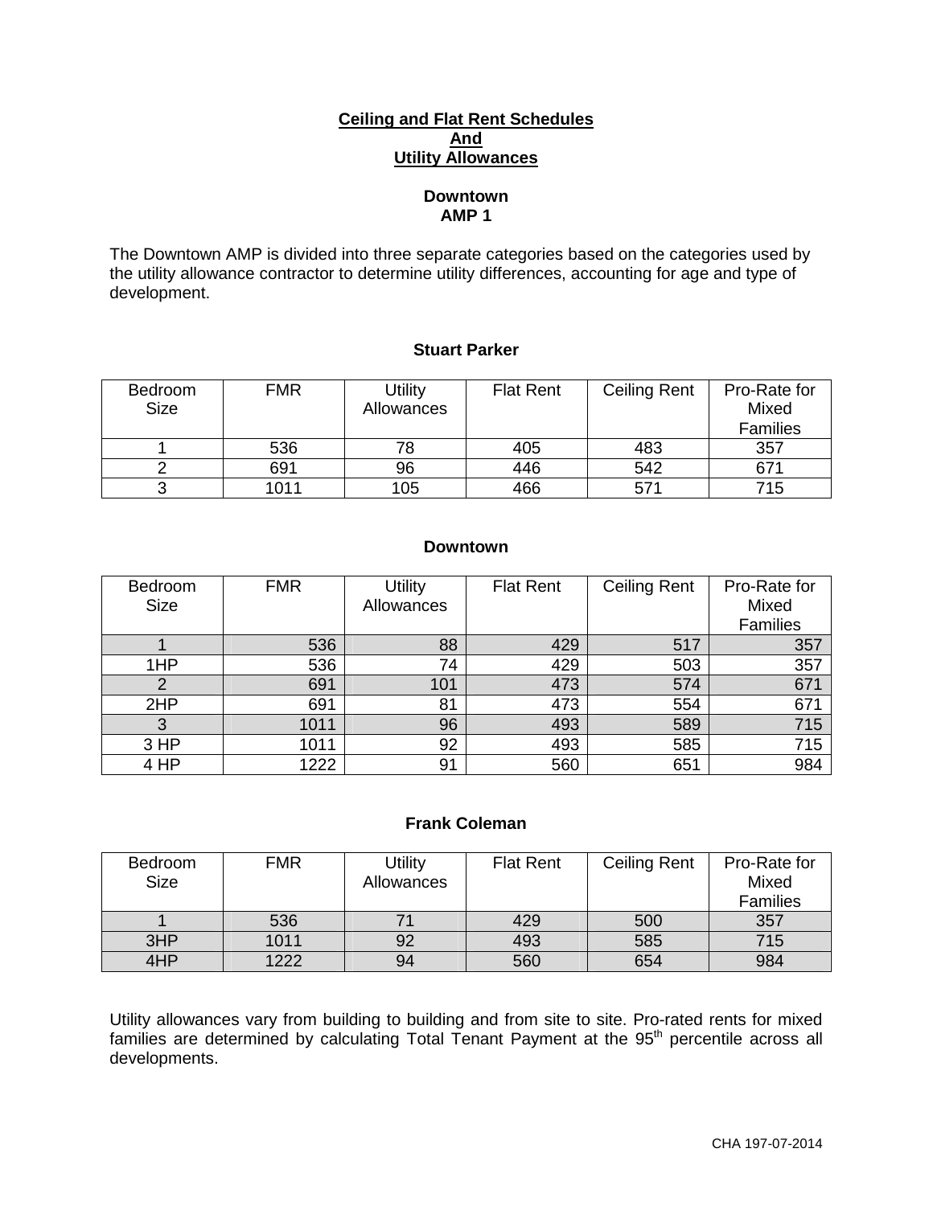**Ceiling and Flat Rent Schedules**
**And**
**Utility Allowances**

**Downtown**
**AMP 1**

The Downtown AMP is divided into three separate categories based on the categories used by the utility allowance contractor to determine utility differences, accounting for age and type of development.

**Stuart Parker**

| Bedroom Size | FMR | Utility Allowances | Flat Rent | Ceiling Rent | Pro-Rate for Mixed Families |
|---|---|---|---|---|---|
| 1 | 536 | 78 | 405 | 483 | 357 |
| 2 | 691 | 96 | 446 | 542 | 671 |
| 3 | 1011 | 105 | 466 | 571 | 715 |

**Downtown**

| Bedroom Size | FMR | Utility Allowances | Flat Rent | Ceiling Rent | Pro-Rate for Mixed Families |
|---|---|---|---|---|---|
| 1 | 536 | 88 | 429 | 517 | 357 |
| 1HP | 536 | 74 | 429 | 503 | 357 |
| 2 | 691 | 101 | 473 | 574 | 671 |
| 2HP | 691 | 81 | 473 | 554 | 671 |
| 3 | 1011 | 96 | 493 | 589 | 715 |
| 3 HP | 1011 | 92 | 493 | 585 | 715 |
| 4 HP | 1222 | 91 | 560 | 651 | 984 |

**Frank Coleman**

| Bedroom Size | FMR | Utility Allowances | Flat Rent | Ceiling Rent | Pro-Rate for Mixed Families |
|---|---|---|---|---|---|
| 1 | 536 | 71 | 429 | 500 | 357 |
| 3HP | 1011 | 92 | 493 | 585 | 715 |
| 4HP | 1222 | 94 | 560 | 654 | 984 |

Utility allowances vary from building to building and from site to site. Pro-rated rents for mixed families are determined by calculating Total Tenant Payment at the 95th percentile across all developments.

CHA 197-07-2014